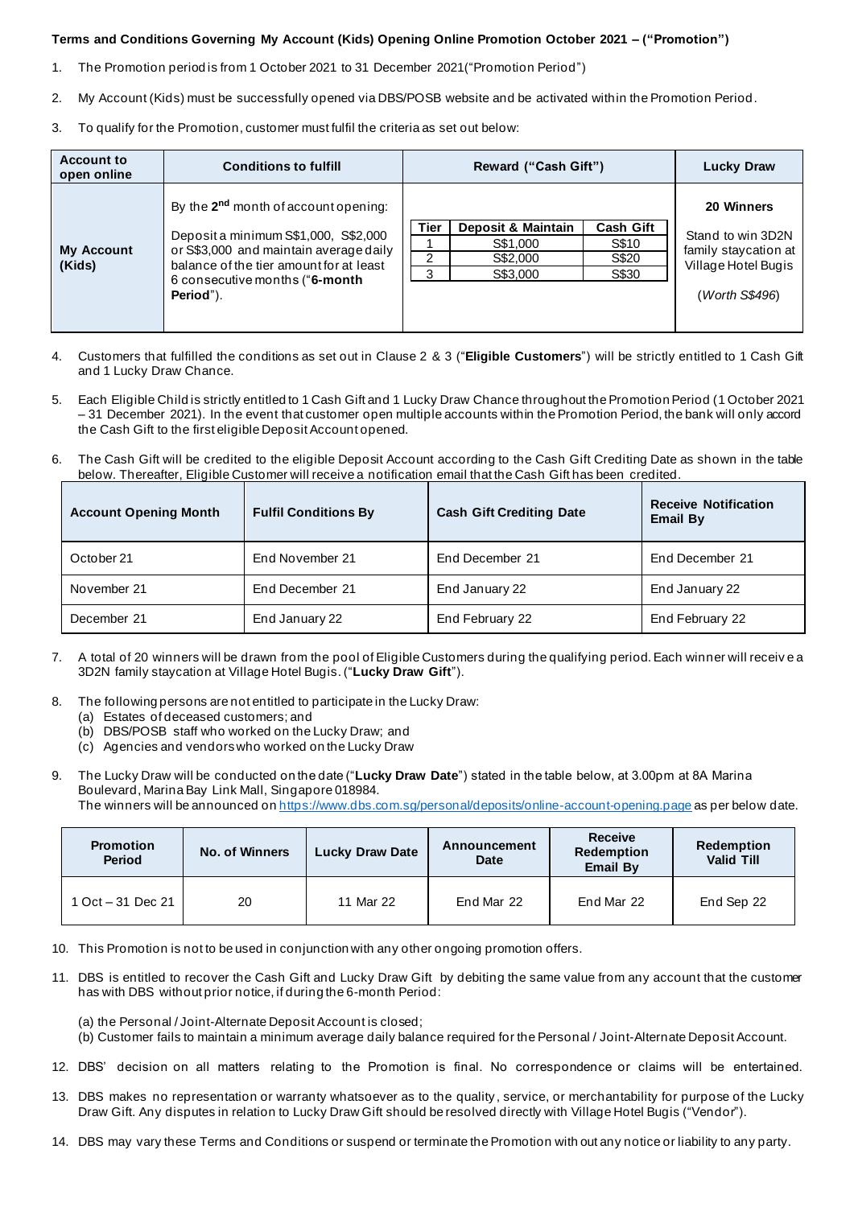**Terms and Conditions Governing My Account (Kids) Opening Online Promotion October 2021 – ("Promotion")**

1. The Promotion period is from 1 October 2021 to 31 December 2021("Promotion Period")

2. My Account (Kids) must be successfully opened via DBS/POSB website and be activated within the Promotion Period.

3. To qualify for the Promotion, customer must fulfil the criteria as set out below:

| Account to open online | Conditions to fulfill | Reward ("Cash Gift") | Lucky Draw |
|---|---|---|---|
| **My Account (Kids)** | By the **2nd** month of account opening: Deposit a minimum S$1,000, S$2,000 or S$3,000 and maintain average daily balance of the tier amount for at least 6 consecutive months ("**6-month Period**"). | **Tier / Deposit & Maintain / Cash Gift**: 1 / S$1,000 / S$10; 2 / S$2,000 / S$20; 3 / S$3,000 / S$30 | **20 Winners** Stand to win 3D2N family staycation at Village Hotel Bugis (*Worth S$496*) |

4. Customers that fulfilled the conditions as set out in Clause 2 & 3 ("**Eligible Customers**") will be strictly entitled to 1 Cash Gift and 1 Lucky Draw Chance.

5. Each Eligible Child is strictly entitled to 1 Cash Gift and 1 Lucky Draw Chance throughout the Promotion Period (1 October 2021 – 31 December 2021). In the event that customer open multiple accounts within the Promotion Period, the bank will only accord the Cash Gift to the first eligible Deposit Account opened.

6. The Cash Gift will be credited to the eligible Deposit Account according to the Cash Gift Crediting Date as shown in the table below. Thereafter, Eligible Customer will receive a notification email that the Cash Gift has been credited.

| Account Opening Month | Fulfil Conditions By | Cash Gift Crediting Date | Receive Notification Email By |
|---|---|---|---|
| October 21 | End November 21 | End December 21 | End December 21 |
| November 21 | End December 21 | End January 22 | End January 22 |
| December 21 | End January 22 | End February 22 | End February 22 |

7. A total of 20 winners will be drawn from the pool of Eligible Customers during the qualifying period. Each winner will receive a 3D2N family staycation at Village Hotel Bugis. ("**Lucky Draw Gift**").

8. The following persons are not entitled to participate in the Lucky Draw:
   (a) Estates of deceased customers; and
   (b) DBS/POSB staff who worked on the Lucky Draw; and
   (c) Agencies and vendors who worked on the Lucky Draw

9. The Lucky Draw will be conducted on the date ("**Lucky Draw Date**") stated in the table below, at 3.00pm at 8A Marina Boulevard, Marina Bay Link Mall, Singapore 018984.
   The winners will be announced on https://www.dbs.com.sg/personal/deposits/online-account-opening.page as per below date.

| Promotion Period | No. of Winners | Lucky Draw Date | Announcement Date | Receive Redemption Email By | Redemption Valid Till |
|---|---|---|---|---|---|
| 1 Oct – 31 Dec 21 | 20 | 11 Mar 22 | End Mar 22 | End Mar 22 | End Sep 22 |

10. This Promotion is not to be used in conjunction with any other ongoing promotion offers.

11. DBS is entitled to recover the Cash Gift and Lucky Draw Gift by debiting the same value from any account that the customer has with DBS without prior notice, if during the 6-month Period:

    (a) the Personal / Joint-Alternate Deposit Account is closed;
    (b) Customer fails to maintain a minimum average daily balance required for the Personal / Joint-Alternate Deposit Account.

12. DBS' decision on all matters relating to the Promotion is final. No correspondence or claims will be entertained.

13. DBS makes no representation or warranty whatsoever as to the quality, service, or merchantability for purpose of the Lucky Draw Gift. Any disputes in relation to Lucky Draw Gift should be resolved directly with Village Hotel Bugis ("Vendor").

14. DBS may vary these Terms and Conditions or suspend or terminate the Promotion without any notice or liability to any party.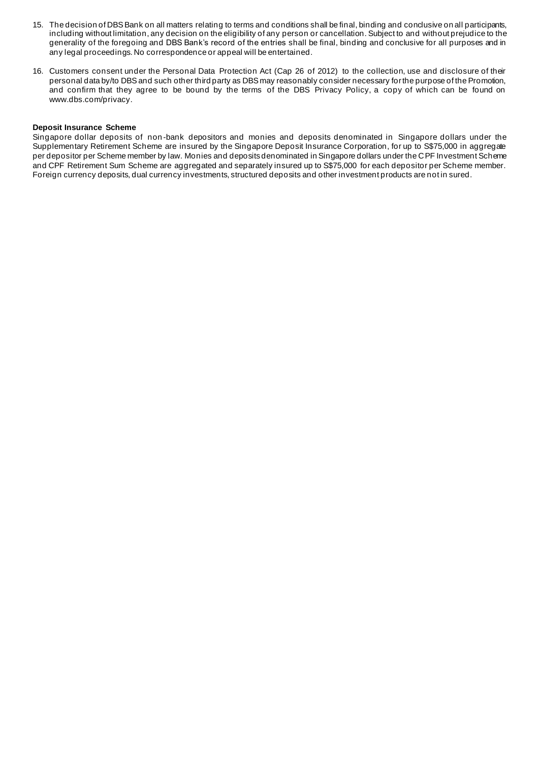15. The decision of DBS Bank on all matters relating to terms and conditions shall be final, binding and conclusive on all participants, including without limitation, any decision on the eligibility of any person or cancellation. Subject to and without prejudice to the generality of the foregoing and DBS Bank's record of the entries shall be final, binding and conclusive for all purposes and in any legal proceedings. No correspondence or appeal will be entertained.

16. Customers consent under the Personal Data Protection Act (Cap 26 of 2012) to the collection, use and disclosure of their personal data by/to DBS and such other third party as DBS may reasonably consider necessary for the purpose of the Promotion, and confirm that they agree to be bound by the terms of the DBS Privacy Policy, a copy of which can be found on www.dbs.com/privacy.

**Deposit Insurance Scheme**

Singapore dollar deposits of non-bank depositors and monies and deposits denominated in Singapore dollars under the Supplementary Retirement Scheme are insured by the Singapore Deposit Insurance Corporation, for up to S$75,000 in aggregate per depositor per Scheme member by law. Monies and deposits denominated in Singapore dollars under the CPF Investment Scheme and CPF Retirement Sum Scheme are aggregated and separately insured up to S$75,000 for each depositor per Scheme member. Foreign currency deposits, dual currency investments, structured deposits and other investment products are not in sured.